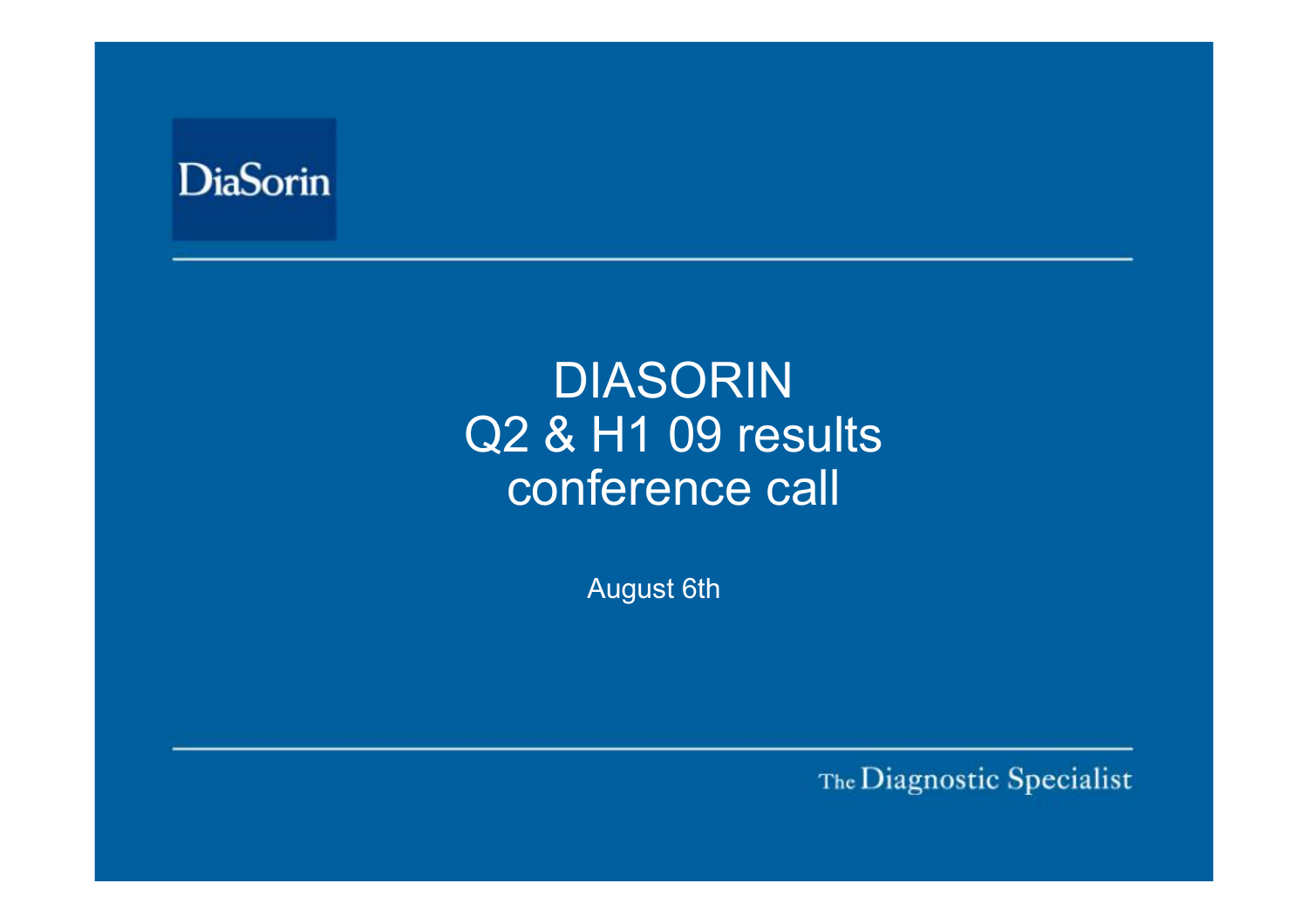DiaSorin

# DIASORIN
# Q2 & H1 09 results conference call

August 6th

The Diagnostic Specialist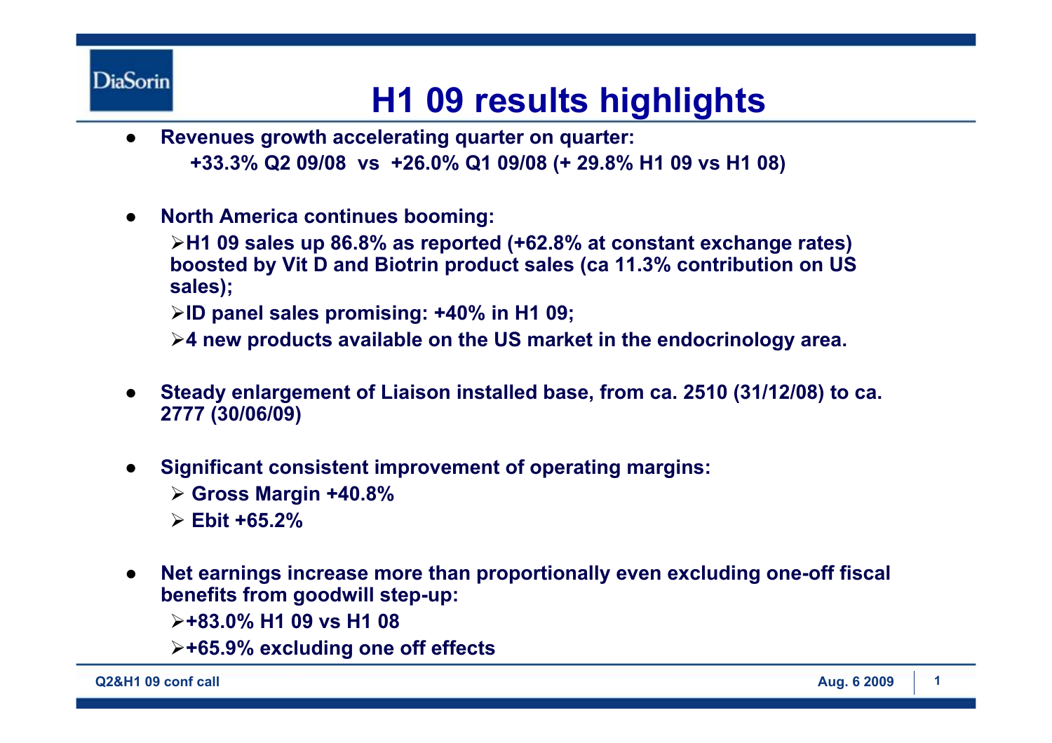# H1 09 results highlights

- **Revenues growth accelerating quarter on quarter:**
  **+33.3% Q2 09/08 vs +26.0% Q1 09/08 (+ 29.8% H1 09 vs H1 08)**

- **North America continues booming:**
  - **H1 09 sales up 86.8% as reported (+62.8% at constant exchange rates) boosted by Vit D and Biotrin product sales (ca 11.3% contribution on US sales);**
  - **ID panel sales promising: +40% in H1 09;**
  - **4 new products available on the US market in the endocrinology area.**

- **Steady enlargement of Liaison installed base, from ca. 2510 (31/12/08) to ca. 2777 (30/06/09)**

- **Significant consistent improvement of operating margins:**
  - **Gross Margin +40.8%**
  - **Ebit +65.2%**

- **Net earnings increase more than proportionally even excluding one-off fiscal benefits from goodwill step-up:**
  - **+83.0% H1 09 vs H1 08**
  - **+65.9% excluding one off effects**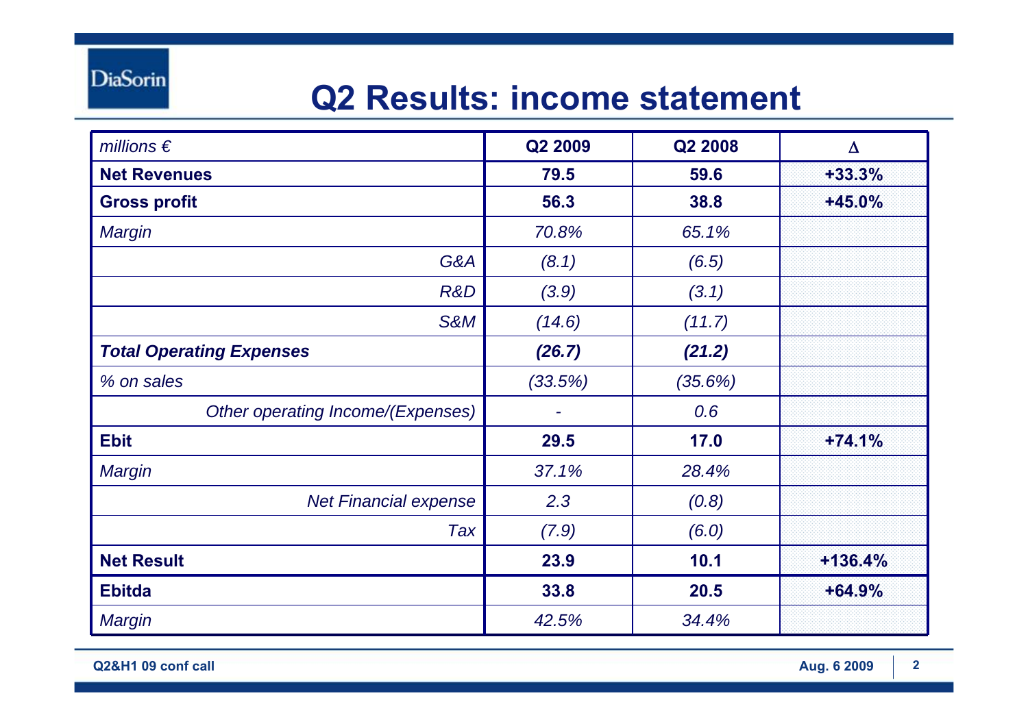# Q2 Results: income statement

| *millions €* | Q2 2009 | Q2 2008 | Δ |
|---|---|---|---|
| **Net Revenues** | **79.5** | **59.6** | **+33.3%** |
| **Gross profit** | **56.3** | **38.8** | **+45.0%** |
| *Margin* | *70.8%* | *65.1%* | |
| *G&A* | *(8.1)* | *(6.5)* | |
| *R&D* | *(3.9)* | *(3.1)* | |
| *S&M* | *(14.6)* | *(11.7)* | |
| ***Total Operating Expenses*** | ***(26.7)*** | ***(21.2)*** | |
| *% on sales* | *(33.5%)* | *(35.6%)* | |
| *Other operating Income/(Expenses)* | *-* | *0.6* | |
| **Ebit** | **29.5** | **17.0** | **+74.1%** |
| *Margin* | *37.1%* | *28.4%* | |
| *Net Financial expense* | *2.3* | *(0.8)* | |
| *Tax* | *(7.9)* | *(6.0)* | |
| **Net Result** | **23.9** | **10.1** | **+136.4%** |
| **Ebitda** | **33.8** | **20.5** | **+64.9%** |
| *Margin* | *42.5%* | *34.4%* | |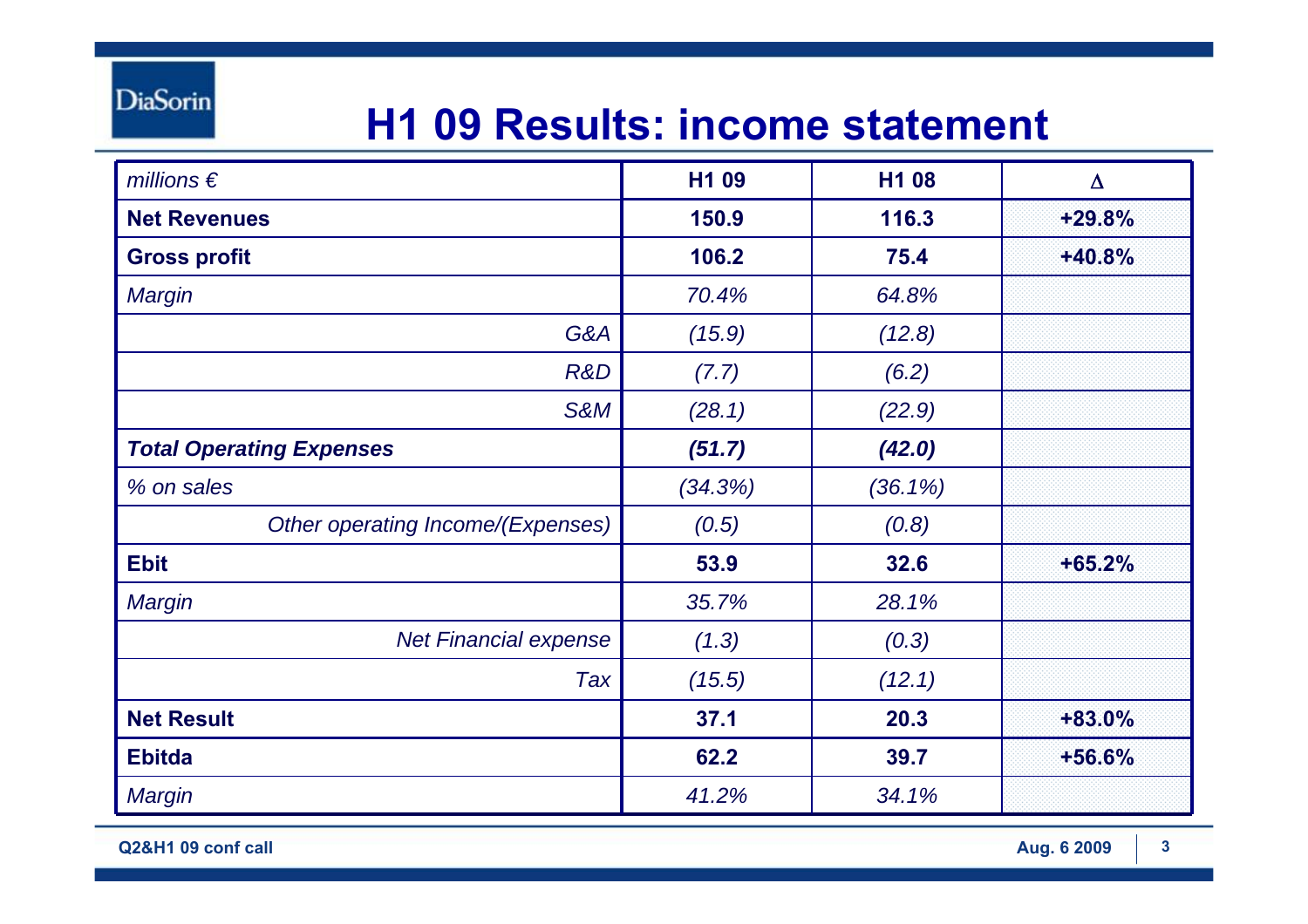# H1 09 Results: income statement

| *millions €* | H1 09 | H1 08 | Δ |
|---|---|---|---|
| **Net Revenues** | **150.9** | **116.3** | **+29.8%** |
| **Gross profit** | **106.2** | **75.4** | **+40.8%** |
| *Margin* | *70.4%* | *64.8%* | |
| *G&A* | *(15.9)* | *(12.8)* | |
| *R&D* | *(7.7)* | *(6.2)* | |
| *S&M* | *(28.1)* | *(22.9)* | |
| ***Total Operating Expenses*** | ***(51.7)*** | ***(42.0)*** | |
| *% on sales* | *(34.3%)* | *(36.1%)* | |
| *Other operating Income/(Expenses)* | *(0.5)* | *(0.8)* | |
| **Ebit** | **53.9** | **32.6** | **+65.2%** |
| *Margin* | *35.7%* | *28.1%* | |
| *Net Financial expense* | *(1.3)* | *(0.3)* | |
| *Tax* | *(15.5)* | *(12.1)* | |
| **Net Result** | **37.1** | **20.3** | **+83.0%** |
| **Ebitda** | **62.2** | **39.7** | **+56.6%** |
| *Margin* | *41.2%* | *34.1%* | |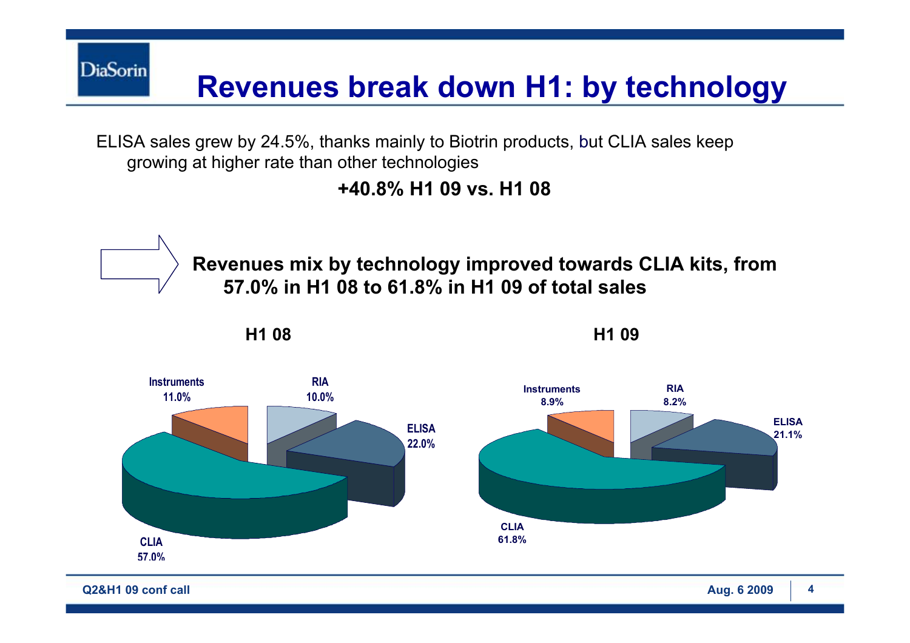# Revenues break down H1: by technology

ELISA sales grew by 24.5%, thanks mainly to Biotrin products, but CLIA sales keep growing at higher rate than other technologies

**+40.8% H1 09 vs. H1 08**

**Revenues mix by technology improved towards CLIA kits, from 57.0% in H1 08 to 61.8% in H1 09 of total sales**

| Technology | H1 08 | H1 09 |
|---|---|---|
| CLIA | 57.0% | 61.8% |
| ELISA | 22.0% | 21.1% |
| RIA | 10.0% | 8.2% |
| Instruments | 11.0% | 8.9% |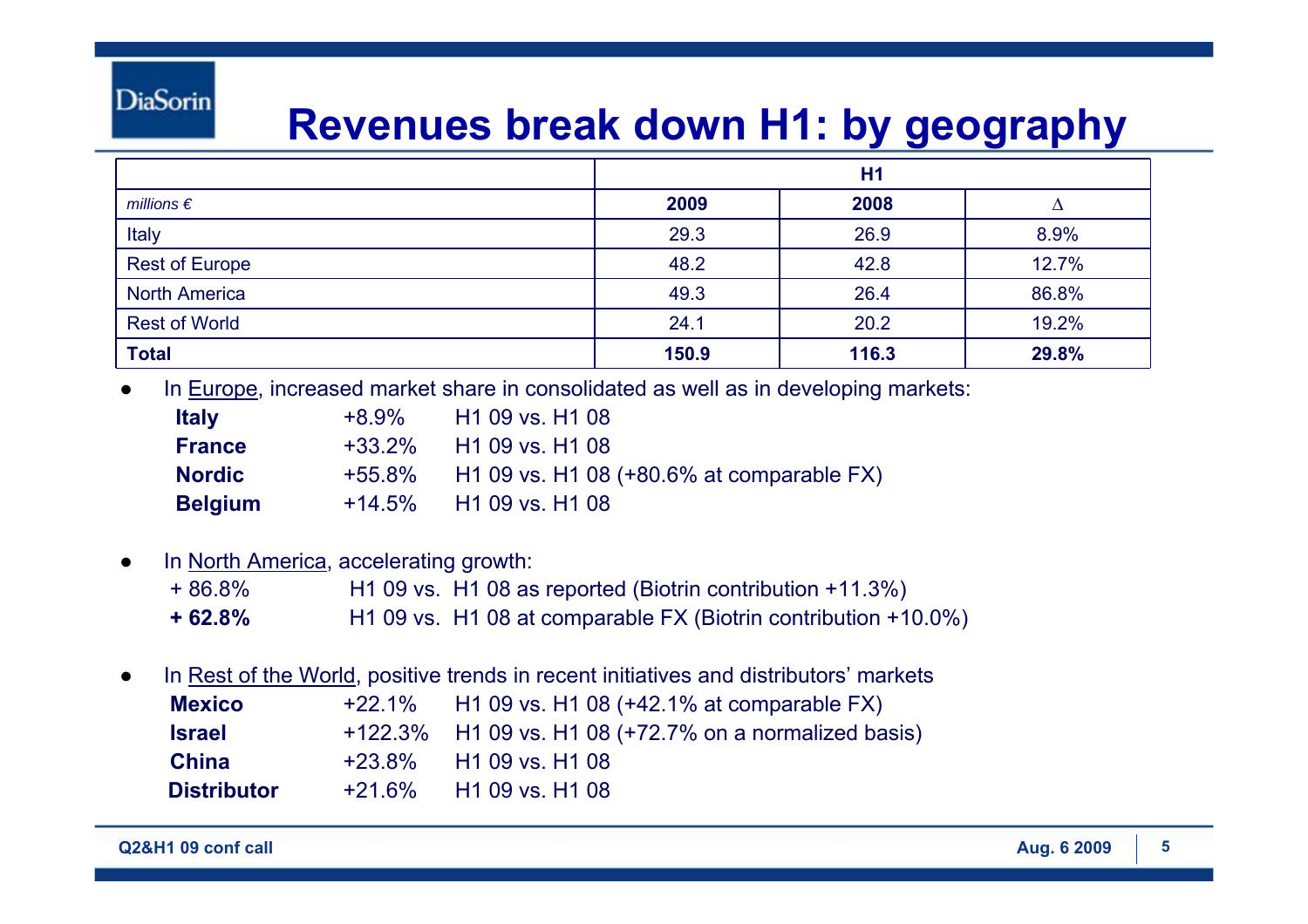# Revenues break down H1: by geography

| | H1 | | |
|---|---|---|---|
| *millions €* | **2009** | **2008** | Δ |
| Italy | 29.3 | 26.9 | 8.9% |
| Rest of Europe | 48.2 | 42.8 | 12.7% |
| North America | 49.3 | 26.4 | 86.8% |
| Rest of World | 24.1 | 20.2 | 19.2% |
| **Total** | **150.9** | **116.3** | **29.8%** |

- In Europe, increased market share in consolidated as well as in developing markets:
  - **Italy** +8.9% H1 09 vs. H1 08
  - **France** +33.2% H1 09 vs. H1 08
  - **Nordic** +55.8% H1 09 vs. H1 08 (+80.6% at comparable FX)
  - **Belgium** +14.5% H1 09 vs. H1 08

- In North America, accelerating growth:
  - + 86.8% H1 09 vs. H1 08 as reported (Biotrin contribution +11.3%)
  - **+ 62.8%** H1 09 vs. H1 08 at comparable FX (Biotrin contribution +10.0%)

- In Rest of the World, positive trends in recent initiatives and distributors' markets
  - **Mexico** +22.1% H1 09 vs. H1 08 (+42.1% at comparable FX)
  - **Israel** +122.3% H1 09 vs. H1 08 (+72.7% on a normalized basis)
  - **China** +23.8% H1 09 vs. H1 08
  - **Distributor** +21.6% H1 09 vs. H1 08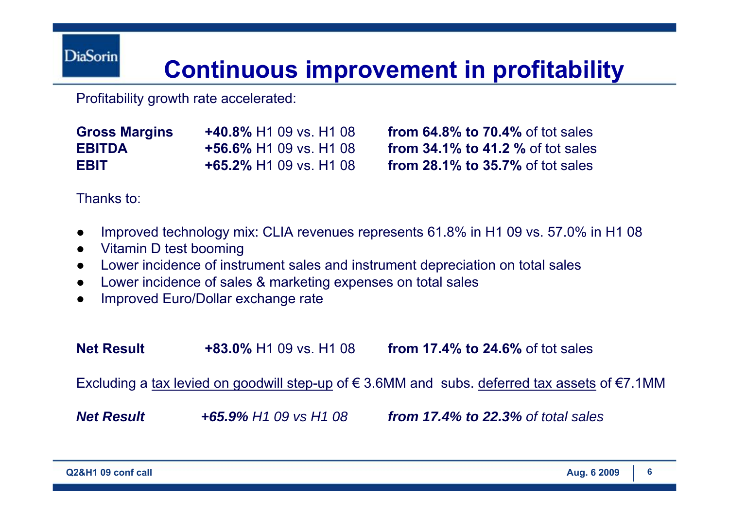# Continuous improvement in profitability

Profitability growth rate accelerated:

| | | |
|---|---|---|
| **Gross Margins** | **+40.8%** H1 09 vs. H1 08 | **from 64.8% to 70.4%** of tot sales |
| **EBITDA** | **+56.6%** H1 09 vs. H1 08 | **from 34.1% to 41.2 %** of tot sales |
| **EBIT** | **+65.2%** H1 09 vs. H1 08 | **from 28.1% to 35.7%** of tot sales |

Thanks to:

- Improved technology mix: CLIA revenues represents 61.8% in H1 09 vs. 57.0% in H1 08
- Vitamin D test booming
- Lower incidence of instrument sales and instrument depreciation on total sales
- Lower incidence of sales & marketing expenses on total sales
- Improved Euro/Dollar exchange rate

**Net Result** **+83.0%** H1 09 vs. H1 08 **from 17.4% to 24.6%** of tot sales

Excluding a tax levied on goodwill step-up of € 3.6MM and subs. deferred tax assets of €7.1MM

***Net Result*** ***+65.9%*** *H1 09 vs H1 08* ***from 17.4% to 22.3%*** *of total sales*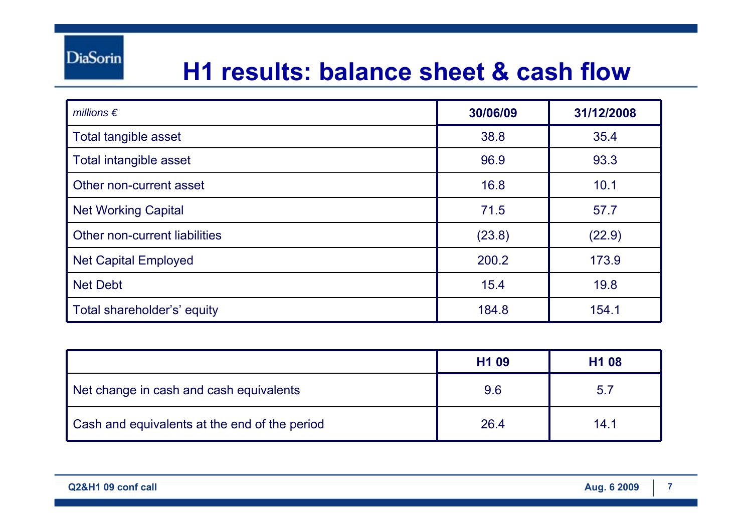# H1 results: balance sheet & cash flow

| *millions €* | 30/06/09 | 31/12/2008 |
|---|---|---|
| Total tangible asset | 38.8 | 35.4 |
| Total intangible asset | 96.9 | 93.3 |
| Other non-current asset | 16.8 | 10.1 |
| Net Working Capital | 71.5 | 57.7 |
| Other non-current liabilities | (23.8) | (22.9) |
| Net Capital Employed | 200.2 | 173.9 |
| Net Debt | 15.4 | 19.8 |
| Total shareholder's' equity | 184.8 | 154.1 |

| | H1 09 | H1 08 |
|---|---|---|
| Net change in cash and cash equivalents | 9.6 | 5.7 |
| Cash and equivalents at the end of the period | 26.4 | 14.1 |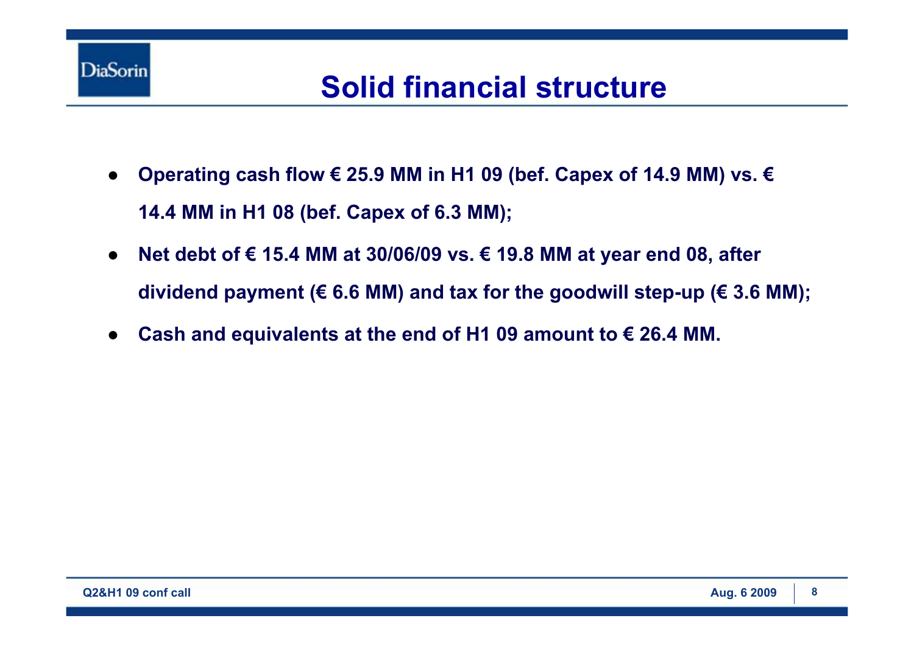# Solid financial structure

- **Operating cash flow € 25.9 MM in H1 09 (bef. Capex of 14.9 MM) vs. € 14.4 MM in H1 08 (bef. Capex of 6.3 MM);**
- **Net debt of € 15.4 MM at 30/06/09 vs. € 19.8 MM at year end 08, after dividend payment (€ 6.6 MM) and tax for the goodwill step-up (€ 3.6 MM);**
- **Cash and equivalents at the end of H1 09 amount to € 26.4 MM.**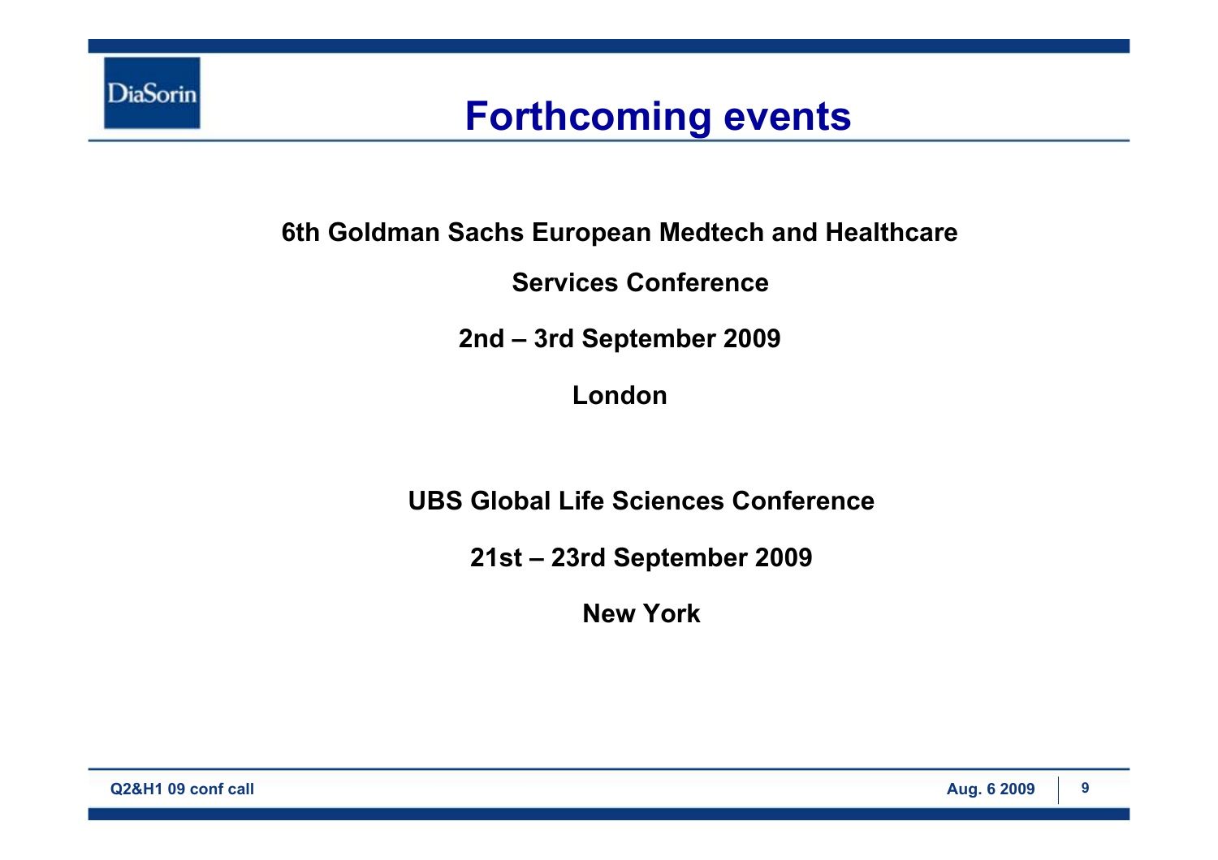# Forthcoming events

**6th Goldman Sachs European Medtech and Healthcare Services Conference**

**2nd – 3rd September 2009**

**London**

**UBS Global Life Sciences Conference**

**21st – 23rd September 2009**

**New York**